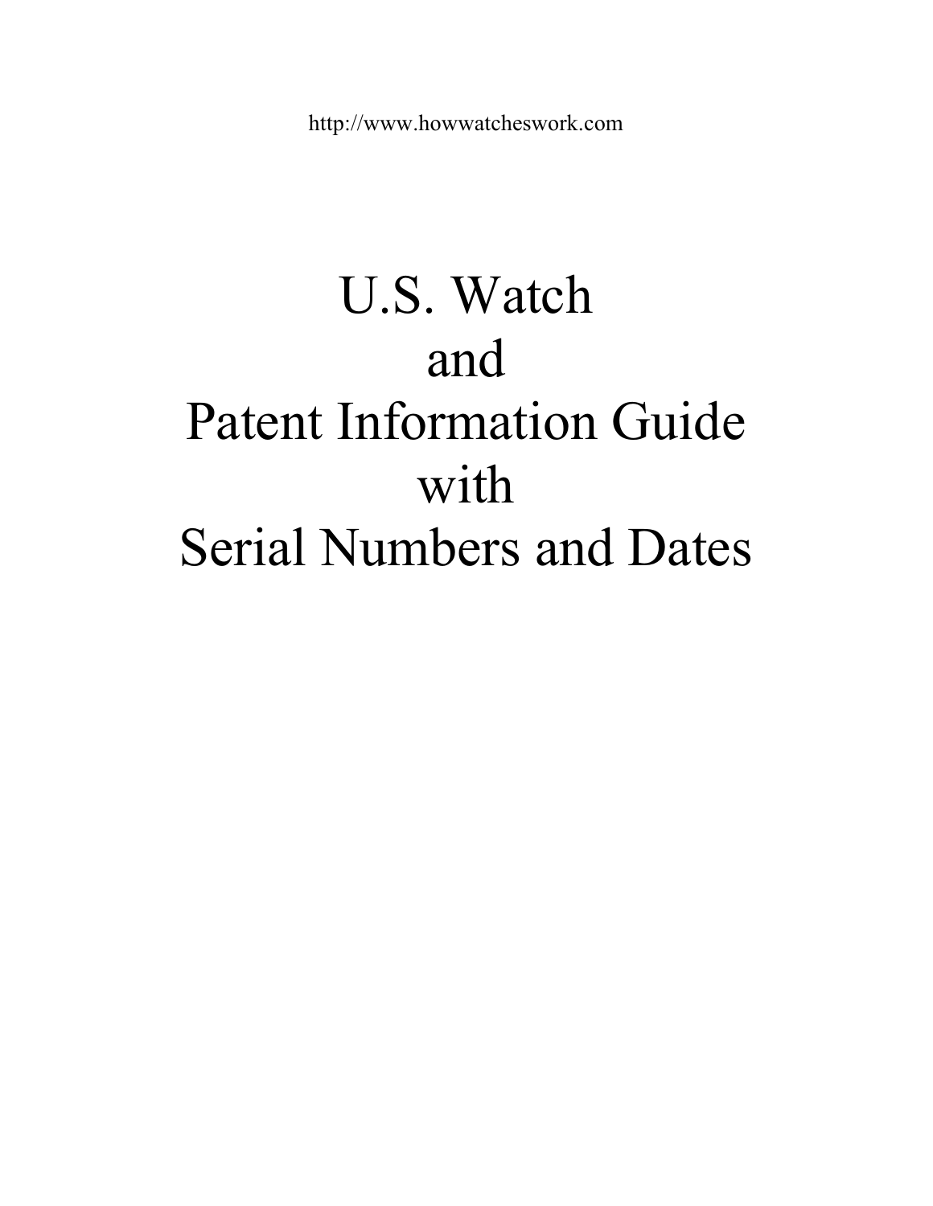http://www.howwatcheswork.com

# U.S. Watch and Patent Information Guide with Serial Numbers and Dates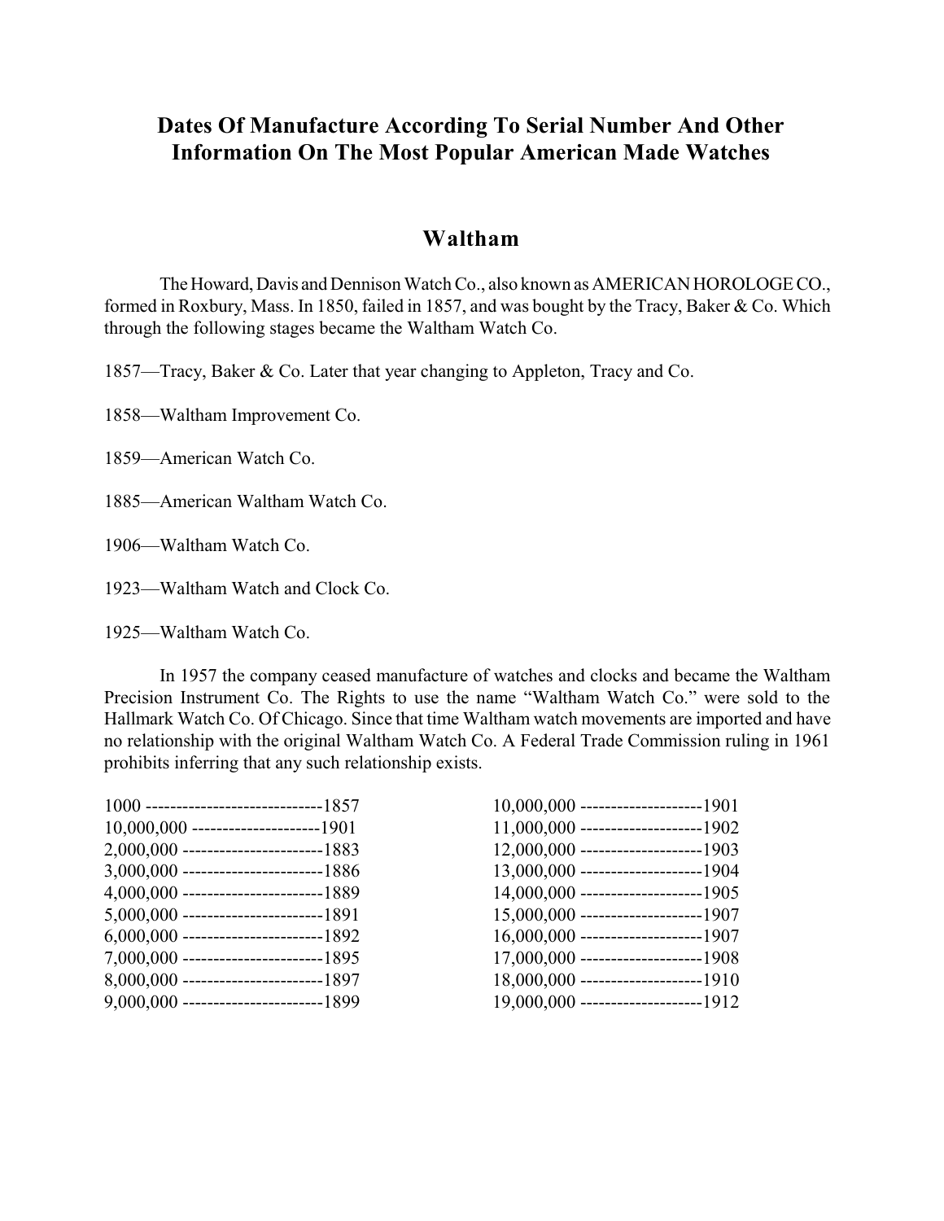# Dates Of Manufacture According To Serial Number And Other Information On The Most Popular American Made Watches

## Waltham

The Howard, Davis and Dennison Watch Co., also known as AMERICAN HOROLOGE CO., formed in Roxbury, Mass. In 1850, failed in 1857, and was bought by the Tracy, Baker & Co. Which through the following stages became the Waltham Watch Co.

1857—Tracy, Baker & Co. Later that year changing to Appleton, Tracy and Co.

1858—Waltham Improvement Co.

1859—American Watch Co.

1885—American Waltham Watch Co.

1906—Waltham Watch Co.

1923—Waltham Watch and Clock Co.

1925—Waltham Watch Co.

In 1957 the company ceased manufacture of watches and clocks and became the Waltham Precision Instrument Co. The Rights to use the name "Waltham Watch Co." were sold to the Hallmark Watch Co. Of Chicago. Since that time Waltham watch movements are imported and have no relationship with the original Waltham Watch Co. A Federal Trade Commission ruling in 1961 prohibits inferring that any such relationship exists.

1000 -----------------------------1857
10,000,000 ---------------------1901
2,000,000 -----------------------1883
3,000,000 -----------------------1886
4,000,000 -----------------------1889
5,000,000 -----------------------1891
6,000,000 -----------------------1892
7,000,000 -----------------------1895
8,000,000 -----------------------1897
9,000,000 -----------------------1899
10,000,000 --------------------1901
11,000,000 --------------------1902
12,000,000 --------------------1903
13,000,000 --------------------1904
14,000,000 --------------------1905
15,000,000 --------------------1907
16,000,000 --------------------1907
17,000,000 --------------------1908
18,000,000 --------------------1910
19,000,000 --------------------1912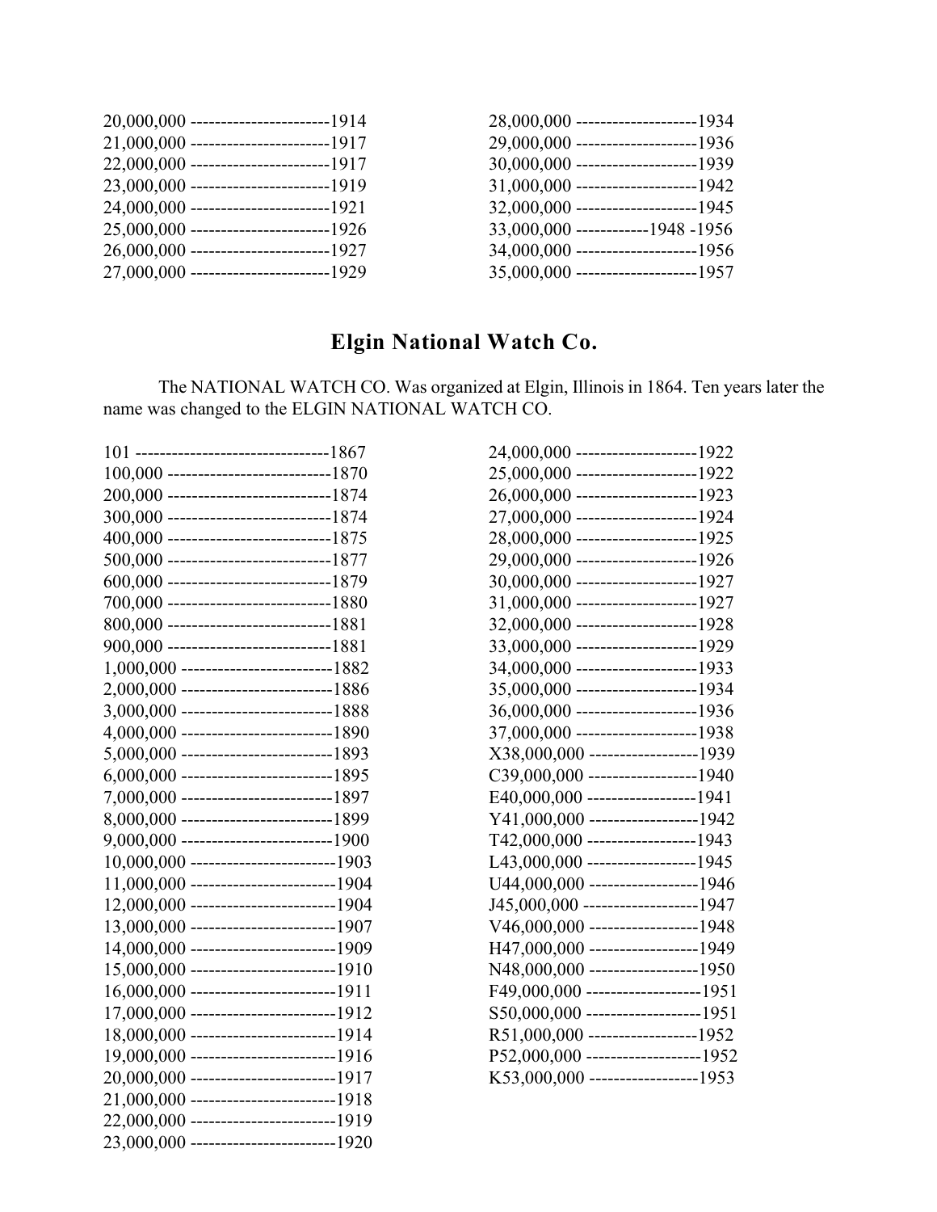20,000,000 -----------------------1914
21,000,000 -----------------------1917
22,000,000 -----------------------1917
23,000,000 -----------------------1919
24,000,000 -----------------------1921
25,000,000 -----------------------1926
26,000,000 -----------------------1927
27,000,000 -----------------------1929
28,000,000 --------------------1934
29,000,000 --------------------1936
30,000,000 --------------------1939
31,000,000 --------------------1942
32,000,000 --------------------1945
33,000,000 -----------1948 -1956
34,000,000 --------------------1956
35,000,000 --------------------1957

## Elgin National Watch Co.

The NATIONAL WATCH CO. Was organized at Elgin, Illinois in 1864. Ten years later the name was changed to the ELGIN NATIONAL WATCH CO.

101 --------------------------------1867
100,000 ---------------------------1870
200,000 ---------------------------1874
300,000 ---------------------------1874
400,000 ---------------------------1875
500,000 ---------------------------1877
600,000 ---------------------------1879
700,000 ---------------------------1880
800,000 ---------------------------1881
900,000 ---------------------------1881
1,000,000 -------------------------1882
2,000,000 -------------------------1886
3,000,000 -------------------------1888
4,000,000 -------------------------1890
5,000,000 -------------------------1893
6,000,000 -------------------------1895
7,000,000 -------------------------1897
8,000,000 -------------------------1899
9,000,000 -------------------------1900
10,000,000 ------------------------1903
11,000,000 ------------------------1904
12,000,000 ------------------------1904
13,000,000 ------------------------1907
14,000,000 ------------------------1909
15,000,000 ------------------------1910
16,000,000 ------------------------1911
17,000,000 ------------------------1912
18,000,000 ------------------------1914
19,000,000 ------------------------1916
20,000,000 ------------------------1917
21,000,000 ------------------------1918
22,000,000 ------------------------1919
23,000,000 ------------------------1920
24,000,000 --------------------1922
25,000,000 --------------------1922
26,000,000 --------------------1923
27,000,000 --------------------1924
28,000,000 --------------------1925
29,000,000 --------------------1926
30,000,000 --------------------1927
31,000,000 --------------------1927
32,000,000 --------------------1928
33,000,000 --------------------1929
34,000,000 --------------------1933
35,000,000 --------------------1934
36,000,000 --------------------1936
37,000,000 --------------------1938
X38,000,000 ------------------1939
C39,000,000 ------------------1940
E40,000,000 ------------------1941
Y41,000,000 ------------------1942
T42,000,000 ------------------1943
L43,000,000 ------------------1945
U44,000,000 ------------------1946
J45,000,000 -------------------1947
V46,000,000 ------------------1948
H47,000,000 ------------------1949
N48,000,000 ------------------1950
F49,000,000 -------------------1951
S50,000,000 -------------------1951
R51,000,000 ------------------1952
P52,000,000 -------------------1952
K53,000,000 ------------------1953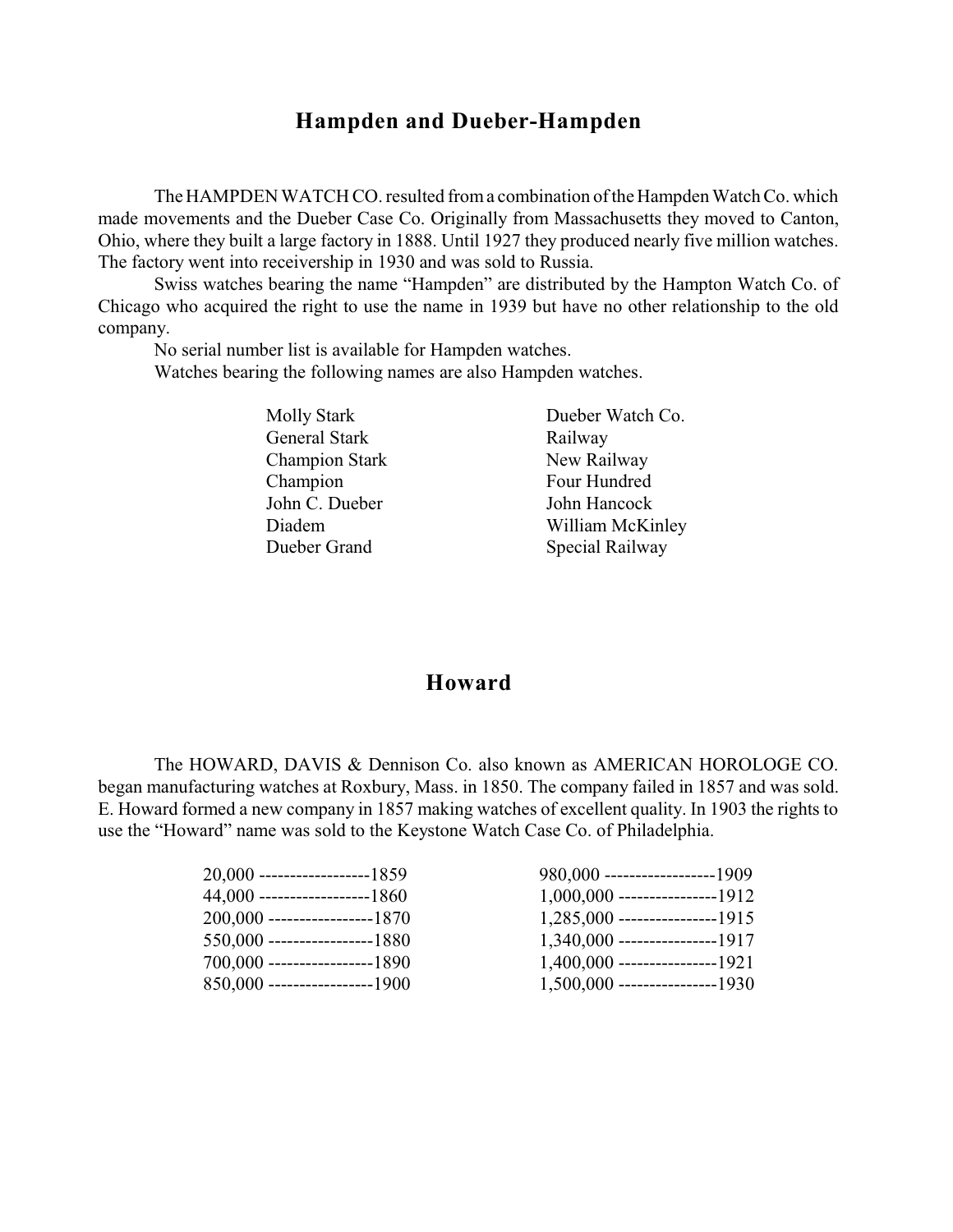## Hampden and Dueber-Hampden

The HAMPDEN WATCH CO. resulted from a combination of the Hampden Watch Co. which made movements and the Dueber Case Co. Originally from Massachusetts they moved to Canton, Ohio, where they built a large factory in 1888. Until 1927 they produced nearly five million watches. The factory went into receivership in 1930 and was sold to Russia.

Swiss watches bearing the name "Hampden" are distributed by the Hampton Watch Co. of Chicago who acquired the right to use the name in 1939 but have no other relationship to the old company.

No serial number list is available for Hampden watches.

Watches bearing the following names are also Hampden watches.

- Molly Stark
- General Stark
- Champion Stark
- Champion
- John C. Dueber
- Diadem
- Dueber Grand
- Dueber Watch Co.
- Railway
- New Railway
- Four Hundred
- John Hancock
- William McKinley
- Special Railway

## Howard

The HOWARD, DAVIS & Dennison Co. also known as AMERICAN HOROLOGE CO. began manufacturing watches at Roxbury, Mass. in 1850. The company failed in 1857 and was sold. E. Howard formed a new company in 1857 making watches of excellent quality. In 1903 the rights to use the "Howard" name was sold to the Keystone Watch Case Co. of Philadelphia.

| Serial No. | Year |
|---|---|
| 20,000 | 1859 |
| 44,000 | 1860 |
| 200,000 | 1870 |
| 550,000 | 1880 |
| 700,000 | 1890 |
| 850,000 | 1900 |
| 980,000 | 1909 |
| 1,000,000 | 1912 |
| 1,285,000 | 1915 |
| 1,340,000 | 1917 |
| 1,400,000 | 1921 |
| 1,500,000 | 1930 |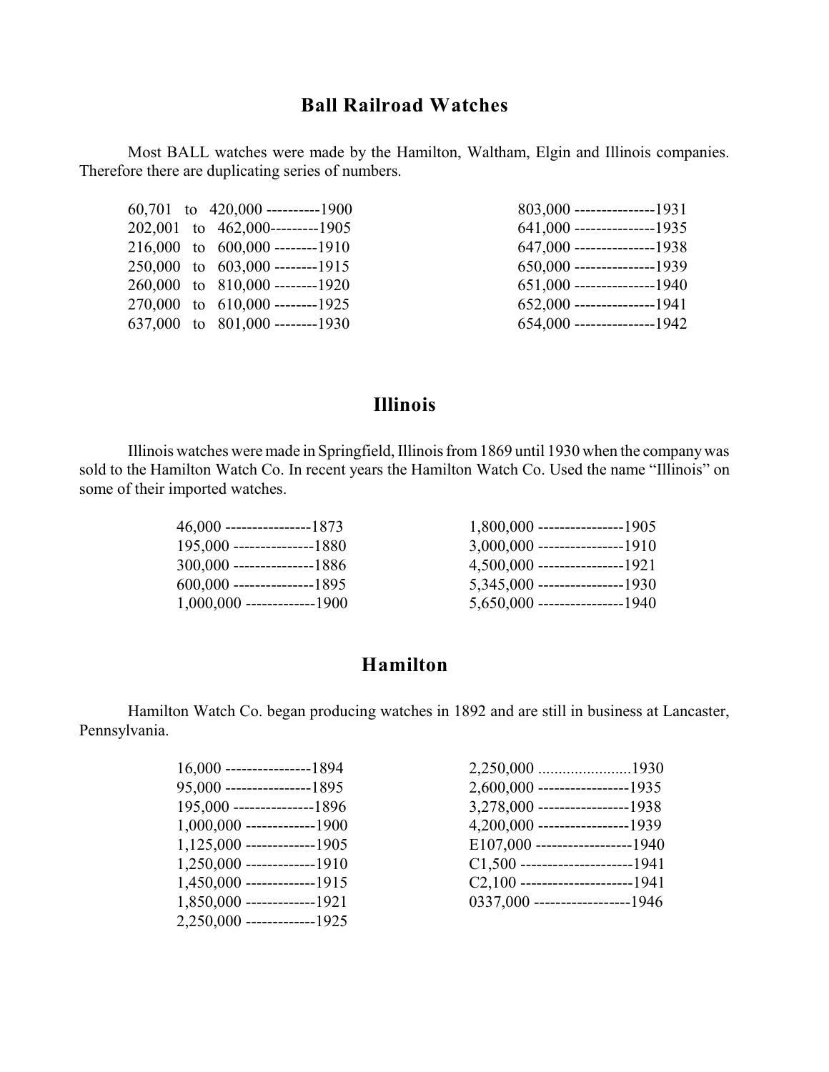## Ball Railroad Watches

Most BALL watches were made by the Hamilton, Waltham, Elgin and Illinois companies. Therefore there are duplicating series of numbers.

60,701 to 420,000 ----------1900
202,001 to 462,000---------1905
216,000 to 600,000 --------1910
250,000 to 603,000 --------1915
260,000 to 810,000 --------1920
270,000 to 610,000 --------1925
637,000 to 801,000 --------1930

803,000 ---------------1931
641,000 ---------------1935
647,000 ---------------1938
650,000 ---------------1939
651,000 ---------------1940
652,000 ---------------1941
654,000 ---------------1942

## Illinois

Illinois watches were made in Springfield, Illinois from 1869 until 1930 when the company was sold to the Hamilton Watch Co. In recent years the Hamilton Watch Co. Used the name "Illinois" on some of their imported watches.

46,000 ----------------1873
195,000 ---------------1880
300,000 ---------------1886
600,000 ---------------1895
1,000,000 -------------1900

1,800,000 ----------------1905
3,000,000 ----------------1910
4,500,000 ----------------1921
5,345,000 ----------------1930
5,650,000 ----------------1940

## Hamilton

Hamilton Watch Co. began producing watches in 1892 and are still in business at Lancaster, Pennsylvania.

16,000 ----------------1894
95,000 ----------------1895
195,000 ---------------1896
1,000,000 -------------1900
1,125,000 -------------1905
1,250,000 -------------1910
1,450,000 -------------1915
1,850,000 -------------1921
2,250,000 -------------1925

2,250,000 .......................1930
2,600,000 -----------------1935
3,278,000 -----------------1938
4,200,000 -----------------1939
E107,000 ------------------1940
C1,500 ---------------------1941
C2,100 ---------------------1941
0337,000 ------------------1946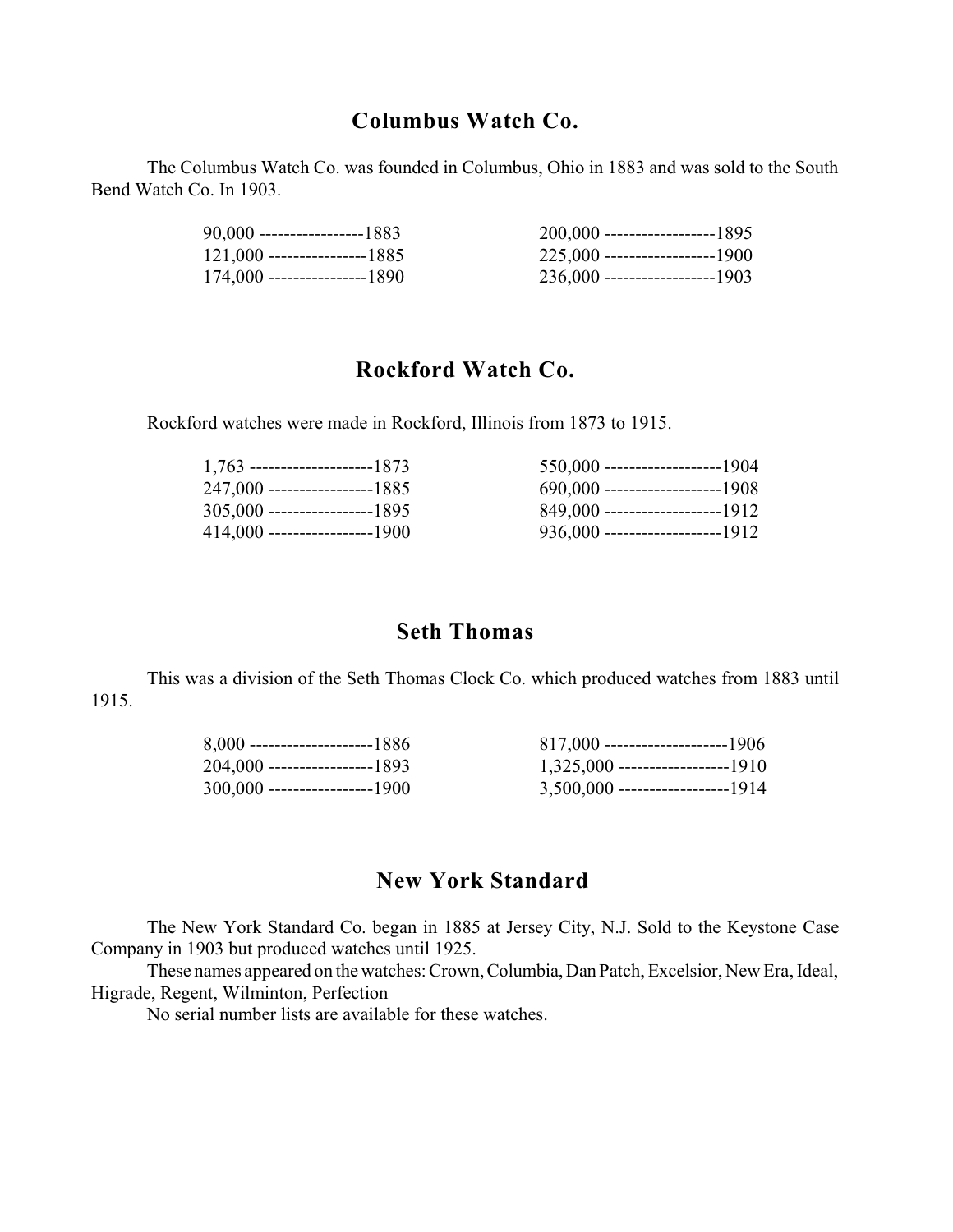## Columbus Watch Co.

The Columbus Watch Co. was founded in Columbus, Ohio in 1883 and was sold to the South Bend Watch Co. In 1903.

| | | | |
|---|---|---|---|
| 90,000 | 1883 | 200,000 | 1895 |
| 121,000 | 1885 | 225,000 | 1900 |
| 174,000 | 1890 | 236,000 | 1903 |

## Rockford Watch Co.

Rockford watches were made in Rockford, Illinois from 1873 to 1915.

| | | | |
|---|---|---|---|
| 1,763 | 1873 | 550,000 | 1904 |
| 247,000 | 1885 | 690,000 | 1908 |
| 305,000 | 1895 | 849,000 | 1912 |
| 414,000 | 1900 | 936,000 | 1912 |

## Seth Thomas

This was a division of the Seth Thomas Clock Co. which produced watches from 1883 until 1915.

| | | | |
|---|---|---|---|
| 8,000 | 1886 | 817,000 | 1906 |
| 204,000 | 1893 | 1,325,000 | 1910 |
| 300,000 | 1900 | 3,500,000 | 1914 |

## New York Standard

The New York Standard Co. began in 1885 at Jersey City, N.J. Sold to the Keystone Case Company in 1903 but produced watches until 1925.

These names appeared on the watches: Crown, Columbia, Dan Patch, Excelsior, New Era, Ideal, Higrade, Regent, Wilminton, Perfection

No serial number lists are available for these watches.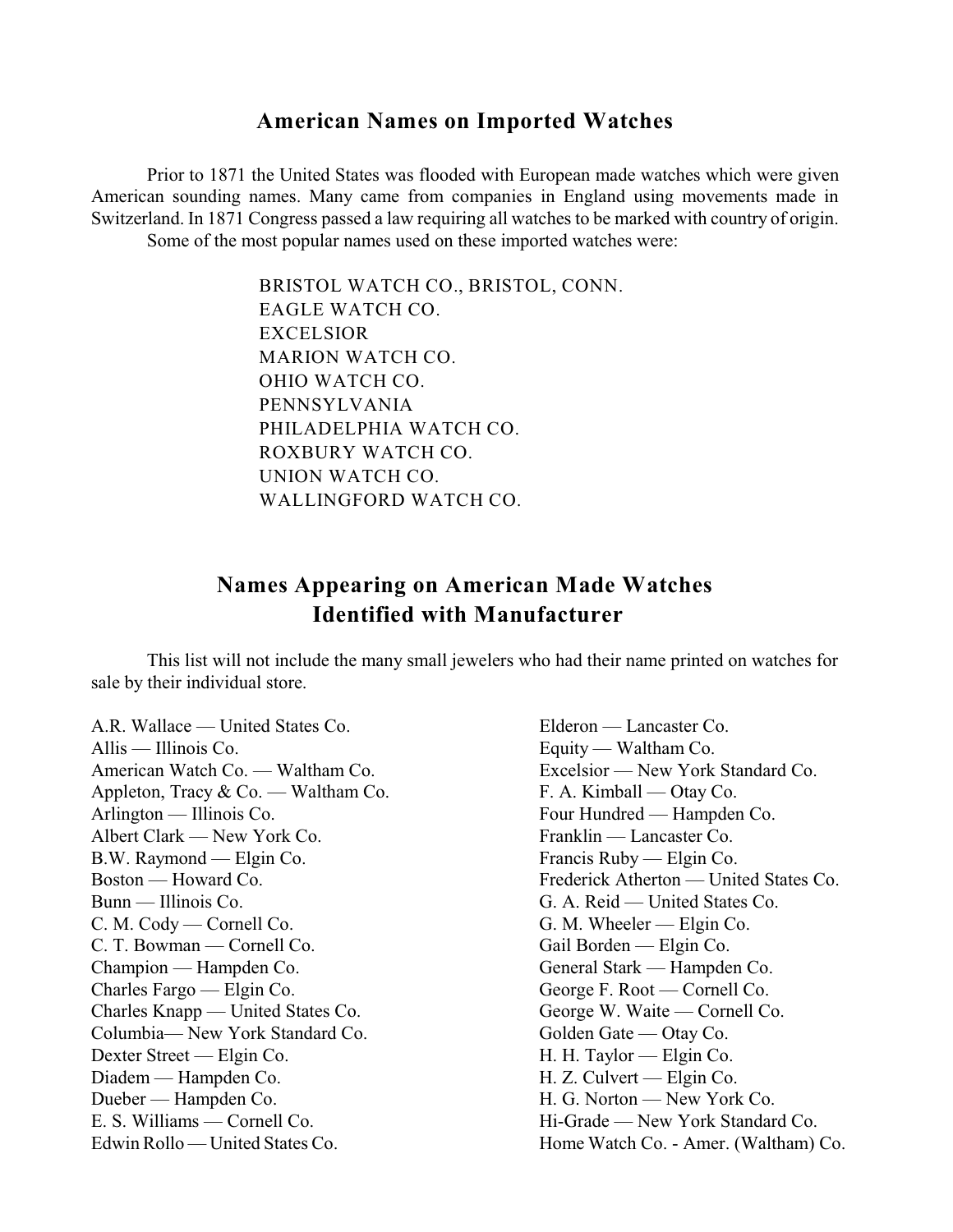## American Names on Imported Watches

Prior to 1871 the United States was flooded with European made watches which were given American sounding names. Many came from companies in England using movements made in Switzerland. In 1871 Congress passed a law requiring all watches to be marked with country of origin.

Some of the most popular names used on these imported watches were:

BRISTOL WATCH CO., BRISTOL, CONN.
EAGLE WATCH CO.
EXCELSIOR
MARION WATCH CO.
OHIO WATCH CO.
PENNSYLVANIA
PHILADELPHIA WATCH CO.
ROXBURY WATCH CO.
UNION WATCH CO.
WALLINGFORD WATCH CO.

## Names Appearing on American Made Watches Identified with Manufacturer

This list will not include the many small jewelers who had their name printed on watches for sale by their individual store.

A.R. Wallace — United States Co.
Allis — Illinois Co.
American Watch Co. — Waltham Co.
Appleton, Tracy & Co. — Waltham Co.
Arlington — Illinois Co.
Albert Clark — New York Co.
B.W. Raymond — Elgin Co.
Boston — Howard Co.
Bunn — Illinois Co.
C. M. Cody — Cornell Co.
C. T. Bowman — Cornell Co.
Champion — Hampden Co.
Charles Fargo — Elgin Co.
Charles Knapp — United States Co.
Columbia— New York Standard Co.
Dexter Street — Elgin Co.
Diadem — Hampden Co.
Dueber — Hampden Co.
E. S. Williams — Cornell Co.
Edwin Rollo — United States Co.
Elderon — Lancaster Co.
Equity — Waltham Co.
Excelsior — New York Standard Co.
F. A. Kimball — Otay Co.
Four Hundred — Hampden Co.
Franklin — Lancaster Co.
Francis Ruby — Elgin Co.
Frederick Atherton — United States Co.
G. A. Reid — United States Co.
G. M. Wheeler — Elgin Co.
Gail Borden — Elgin Co.
General Stark — Hampden Co.
George F. Root — Cornell Co.
George W. Waite — Cornell Co.
Golden Gate — Otay Co.
H. H. Taylor — Elgin Co.
H. Z. Culvert — Elgin Co.
H. G. Norton — New York Co.
Hi-Grade — New York Standard Co.
Home Watch Co. - Amer. (Waltham) Co.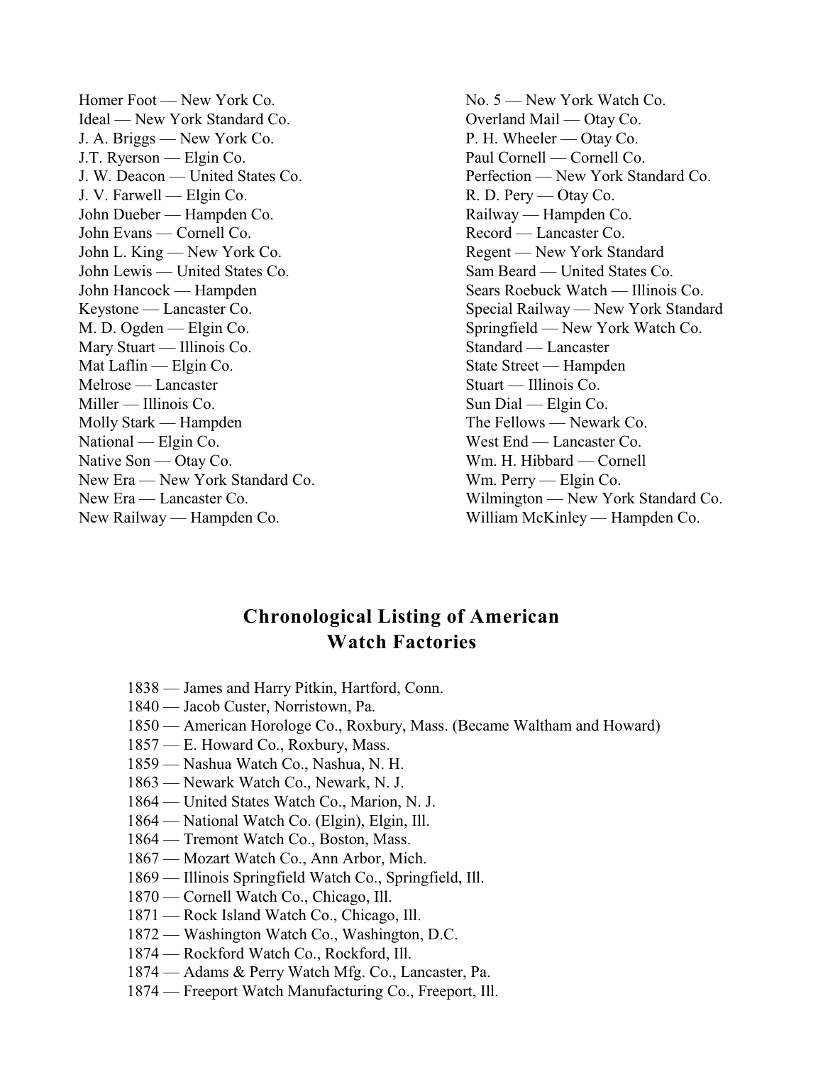Homer Foot — New York Co.
Ideal — New York Standard Co.
J. A. Briggs — New York Co.
J.T. Ryerson — Elgin Co.
J. W. Deacon — United States Co.
J. V. Farwell — Elgin Co.
John Dueber — Hampden Co.
John Evans — Cornell Co.
John L. King — New York Co.
John Lewis — United States Co.
John Hancock — Hampden
Keystone — Lancaster Co.
M. D. Ogden — Elgin Co.
Mary Stuart — Illinois Co.
Mat Laflin — Elgin Co.
Melrose — Lancaster
Miller — Illinois Co.
Molly Stark — Hampden
National — Elgin Co.
Native Son — Otay Co.
New Era — New York Standard Co.
New Era — Lancaster Co.
New Railway — Hampden Co.
No. 5 — New York Watch Co.
Overland Mail — Otay Co.
P. H. Wheeler — Otay Co.
Paul Cornell — Cornell Co.
Perfection — New York Standard Co.
R. D. Pery — Otay Co.
Railway — Hampden Co.
Record — Lancaster Co.
Regent — New York Standard
Sam Beard — United States Co.
Sears Roebuck Watch — Illinois Co.
Special Railway — New York Standard
Springfield — New York Watch Co.
Standard — Lancaster
State Street — Hampden
Stuart — Illinois Co.
Sun Dial — Elgin Co.
The Fellows — Newark Co.
West End — Lancaster Co.
Wm. H. Hibbard — Cornell
Wm. Perry — Elgin Co.
Wilmington — New York Standard Co.
William McKinley — Hampden Co.

## Chronological Listing of American Watch Factories

1838 — James and Harry Pitkin, Hartford, Conn.
1840 — Jacob Custer, Norristown, Pa.
1850 — American Horologe Co., Roxbury, Mass. (Became Waltham and Howard)
1857 — E. Howard Co., Roxbury, Mass.
1859 — Nashua Watch Co., Nashua, N. H.
1863 — Newark Watch Co., Newark, N. J.
1864 — United States Watch Co., Marion, N. J.
1864 — National Watch Co. (Elgin), Elgin, Ill.
1864 — Tremont Watch Co., Boston, Mass.
1867 — Mozart Watch Co., Ann Arbor, Mich.
1869 — Illinois Springfield Watch Co., Springfield, Ill.
1870 — Cornell Watch Co., Chicago, Ill.
1871 — Rock Island Watch Co., Chicago, Ill.
1872 — Washington Watch Co., Washington, D.C.
1874 — Rockford Watch Co., Rockford, Ill.
1874 — Adams & Perry Watch Mfg. Co., Lancaster, Pa.
1874 — Freeport Watch Manufacturing Co., Freeport, Ill.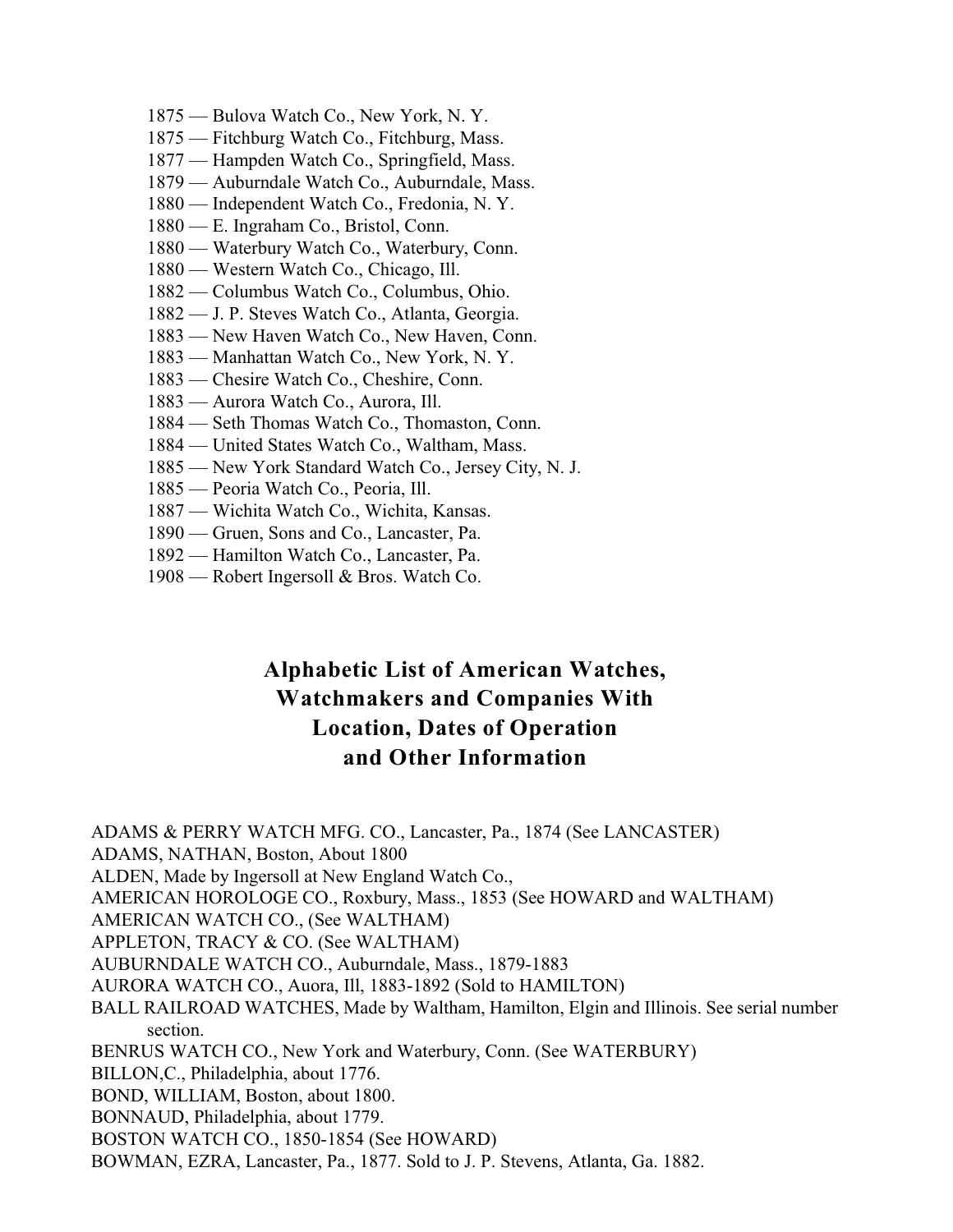1875 — Bulova Watch Co., New York, N. Y.
1875 — Fitchburg Watch Co., Fitchburg, Mass.
1877 — Hampden Watch Co., Springfield, Mass.
1879 — Auburndale Watch Co., Auburndale, Mass.
1880 — Independent Watch Co., Fredonia, N. Y.
1880 — E. Ingraham Co., Bristol, Conn.
1880 — Waterbury Watch Co., Waterbury, Conn.
1880 — Western Watch Co., Chicago, Ill.
1882 — Columbus Watch Co., Columbus, Ohio.
1882 — J. P. Steves Watch Co., Atlanta, Georgia.
1883 — New Haven Watch Co., New Haven, Conn.
1883 — Manhattan Watch Co., New York, N. Y.
1883 — Chesire Watch Co., Cheshire, Conn.
1883 — Aurora Watch Co., Aurora, Ill.
1884 — Seth Thomas Watch Co., Thomaston, Conn.
1884 — United States Watch Co., Waltham, Mass.
1885 — New York Standard Watch Co., Jersey City, N. J.
1885 — Peoria Watch Co., Peoria, Ill.
1887 — Wichita Watch Co., Wichita, Kansas.
1890 — Gruen, Sons and Co., Lancaster, Pa.
1892 — Hamilton Watch Co., Lancaster, Pa.
1908 — Robert Ingersoll & Bros. Watch Co.

## Alphabetic List of American Watches, Watchmakers and Companies With Location, Dates of Operation and Other Information

ADAMS & PERRY WATCH MFG. CO., Lancaster, Pa., 1874 (See LANCASTER)
ADAMS, NATHAN, Boston, About 1800
ALDEN, Made by Ingersoll at New England Watch Co.,
AMERICAN HOROLOGE CO., Roxbury, Mass., 1853 (See HOWARD and WALTHAM)
AMERICAN WATCH CO., (See WALTHAM)
APPLETON, TRACY & CO. (See WALTHAM)
AUBURNDALE WATCH CO., Auburndale, Mass., 1879-1883
AURORA WATCH CO., Auora, Ill, 1883-1892 (Sold to HAMILTON)
BALL RAILROAD WATCHES, Made by Waltham, Hamilton, Elgin and Illinois. See serial number section.
BENRUS WATCH CO., New York and Waterbury, Conn. (See WATERBURY)
BILLON,C., Philadelphia, about 1776.
BOND, WILLIAM, Boston, about 1800.
BONNAUD, Philadelphia, about 1779.
BOSTON WATCH CO., 1850-1854 (See HOWARD)
BOWMAN, EZRA, Lancaster, Pa., 1877. Sold to J. P. Stevens, Atlanta, Ga. 1882.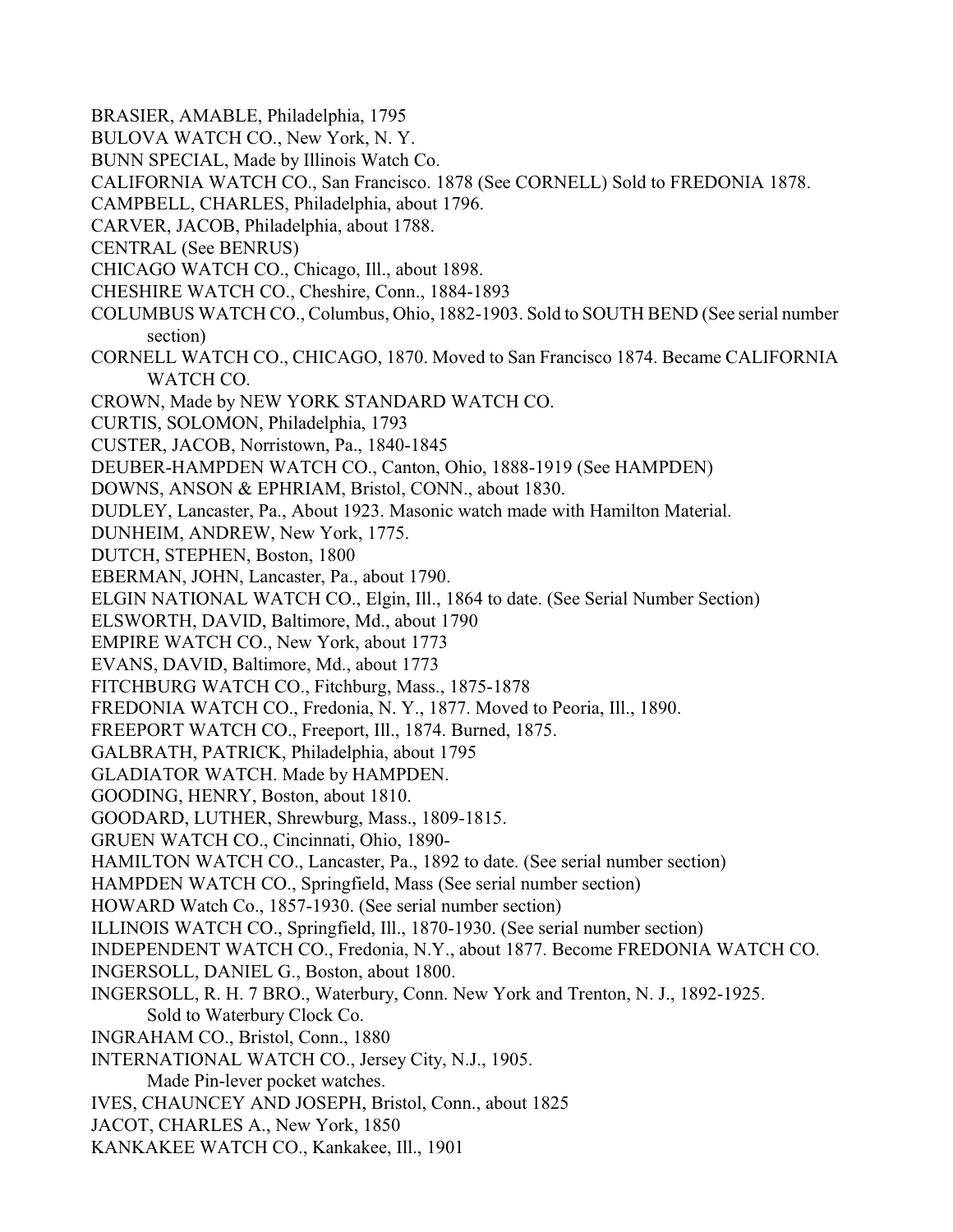BRASIER, AMABLE, Philadelphia, 1795

BULOVA WATCH CO., New York, N. Y.

BUNN SPECIAL, Made by Illinois Watch Co.

CALIFORNIA WATCH CO., San Francisco. 1878 (See CORNELL) Sold to FREDONIA 1878.

CAMPBELL, CHARLES, Philadelphia, about 1796.

CARVER, JACOB, Philadelphia, about 1788.

CENTRAL (See BENRUS)

CHICAGO WATCH CO., Chicago, Ill., about 1898.

CHESHIRE WATCH CO., Cheshire, Conn., 1884-1893

COLUMBUS WATCH CO., Columbus, Ohio, 1882-1903. Sold to SOUTH BEND (See serial number section)

CORNELL WATCH CO., CHICAGO, 1870. Moved to San Francisco 1874. Became CALIFORNIA WATCH CO.

CROWN, Made by NEW YORK STANDARD WATCH CO.

CURTIS, SOLOMON, Philadelphia, 1793

CUSTER, JACOB, Norristown, Pa., 1840-1845

DEUBER-HAMPDEN WATCH CO., Canton, Ohio, 1888-1919 (See HAMPDEN)

DOWNS, ANSON & EPHRIAM, Bristol, CONN., about 1830.

DUDLEY, Lancaster, Pa., About 1923. Masonic watch made with Hamilton Material.

DUNHEIM, ANDREW, New York, 1775.

DUTCH, STEPHEN, Boston, 1800

EBERMAN, JOHN, Lancaster, Pa., about 1790.

ELGIN NATIONAL WATCH CO., Elgin, Ill., 1864 to date. (See Serial Number Section)

ELSWORTH, DAVID, Baltimore, Md., about 1790

EMPIRE WATCH CO., New York, about 1773

EVANS, DAVID, Baltimore, Md., about 1773

FITCHBURG WATCH CO., Fitchburg, Mass., 1875-1878

FREDONIA WATCH CO., Fredonia, N. Y., 1877. Moved to Peoria, Ill., 1890.

FREEPORT WATCH CO., Freeport, Ill., 1874. Burned, 1875.

GALBRATH, PATRICK, Philadelphia, about 1795

GLADIATOR WATCH. Made by HAMPDEN.

GOODING, HENRY, Boston, about 1810.

GOODARD, LUTHER, Shrewburg, Mass., 1809-1815.

GRUEN WATCH CO., Cincinnati, Ohio, 1890-

HAMILTON WATCH CO., Lancaster, Pa., 1892 to date. (See serial number section)

HAMPDEN WATCH CO., Springfield, Mass (See serial number section)

HOWARD Watch Co., 1857-1930. (See serial number section)

ILLINOIS WATCH CO., Springfield, Ill., 1870-1930. (See serial number section)

INDEPENDENT WATCH CO., Fredonia, N.Y., about 1877. Become FREDONIA WATCH CO.

INGERSOLL, DANIEL G., Boston, about 1800.

INGERSOLL, R. H. 7 BRO., Waterbury, Conn. New York and Trenton, N. J., 1892-1925. Sold to Waterbury Clock Co.

INGRAHAM CO., Bristol, Conn., 1880

INTERNATIONAL WATCH CO., Jersey City, N.J., 1905. Made Pin-lever pocket watches.

IVES, CHAUNCEY AND JOSEPH, Bristol, Conn., about 1825

JACOT, CHARLES A., New York, 1850

KANKAKEE WATCH CO., Kankakee, Ill., 1901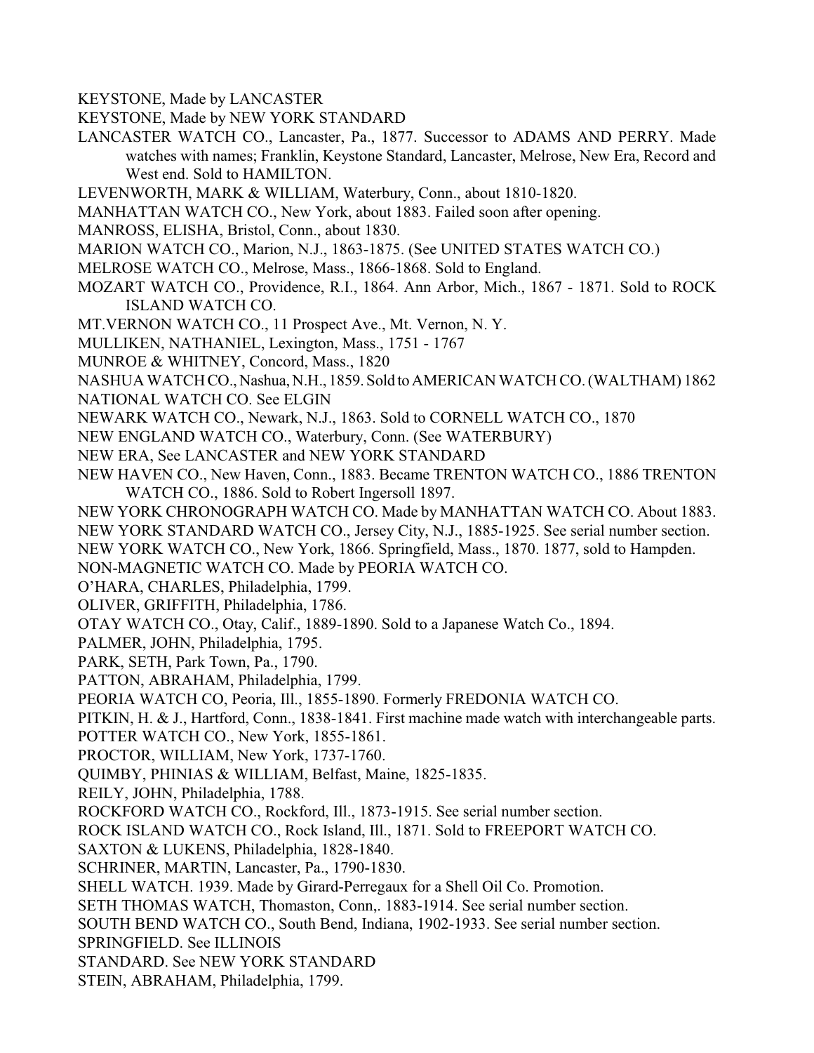KEYSTONE, Made by LANCASTER

KEYSTONE, Made by NEW YORK STANDARD

LANCASTER WATCH CO., Lancaster, Pa., 1877. Successor to ADAMS AND PERRY. Made watches with names; Franklin, Keystone Standard, Lancaster, Melrose, New Era, Record and West end. Sold to HAMILTON.

LEVENWORTH, MARK & WILLIAM, Waterbury, Conn., about 1810-1820.

MANHATTAN WATCH CO., New York, about 1883. Failed soon after opening.

MANROSS, ELISHA, Bristol, Conn., about 1830.

MARION WATCH CO., Marion, N.J., 1863-1875. (See UNITED STATES WATCH CO.)

MELROSE WATCH CO., Melrose, Mass., 1866-1868. Sold to England.

MOZART WATCH CO., Providence, R.I., 1864. Ann Arbor, Mich., 1867 - 1871. Sold to ROCK ISLAND WATCH CO.

MT.VERNON WATCH CO., 11 Prospect Ave., Mt. Vernon, N. Y.

MULLIKEN, NATHANIEL, Lexington, Mass., 1751 - 1767

MUNROE & WHITNEY, Concord, Mass., 1820

NASHUA WATCH CO., Nashua, N.H., 1859. Sold to AMERICAN WATCH CO. (WALTHAM) 1862

NATIONAL WATCH CO. See ELGIN

NEWARK WATCH CO., Newark, N.J., 1863. Sold to CORNELL WATCH CO., 1870

NEW ENGLAND WATCH CO., Waterbury, Conn. (See WATERBURY)

NEW ERA, See LANCASTER and NEW YORK STANDARD

NEW HAVEN CO., New Haven, Conn., 1883. Became TRENTON WATCH CO., 1886 TRENTON WATCH CO., 1886. Sold to Robert Ingersoll 1897.

NEW YORK CHRONOGRAPH WATCH CO. Made by MANHATTAN WATCH CO. About 1883.

NEW YORK STANDARD WATCH CO., Jersey City, N.J., 1885-1925. See serial number section.

NEW YORK WATCH CO., New York, 1866. Springfield, Mass., 1870. 1877, sold to Hampden.

NON-MAGNETIC WATCH CO. Made by PEORIA WATCH CO.

O'HARA, CHARLES, Philadelphia, 1799.

OLIVER, GRIFFITH, Philadelphia, 1786.

OTAY WATCH CO., Otay, Calif., 1889-1890. Sold to a Japanese Watch Co., 1894.

PALMER, JOHN, Philadelphia, 1795.

PARK, SETH, Park Town, Pa., 1790.

PATTON, ABRAHAM, Philadelphia, 1799.

PEORIA WATCH CO, Peoria, Ill., 1855-1890. Formerly FREDONIA WATCH CO.

PITKIN, H. & J., Hartford, Conn., 1838-1841. First machine made watch with interchangeable parts.

POTTER WATCH CO., New York, 1855-1861.

PROCTOR, WILLIAM, New York, 1737-1760.

QUIMBY, PHINIAS & WILLIAM, Belfast, Maine, 1825-1835.

REILY, JOHN, Philadelphia, 1788.

ROCKFORD WATCH CO., Rockford, Ill., 1873-1915. See serial number section.

ROCK ISLAND WATCH CO., Rock Island, Ill., 1871. Sold to FREEPORT WATCH CO.

SAXTON & LUKENS, Philadelphia, 1828-1840.

SCHRINER, MARTIN, Lancaster, Pa., 1790-1830.

SHELL WATCH. 1939. Made by Girard-Perregaux for a Shell Oil Co. Promotion.

SETH THOMAS WATCH, Thomaston, Conn,. 1883-1914. See serial number section.

SOUTH BEND WATCH CO., South Bend, Indiana, 1902-1933. See serial number section.

SPRINGFIELD. See ILLINOIS

STANDARD. See NEW YORK STANDARD

STEIN, ABRAHAM, Philadelphia, 1799.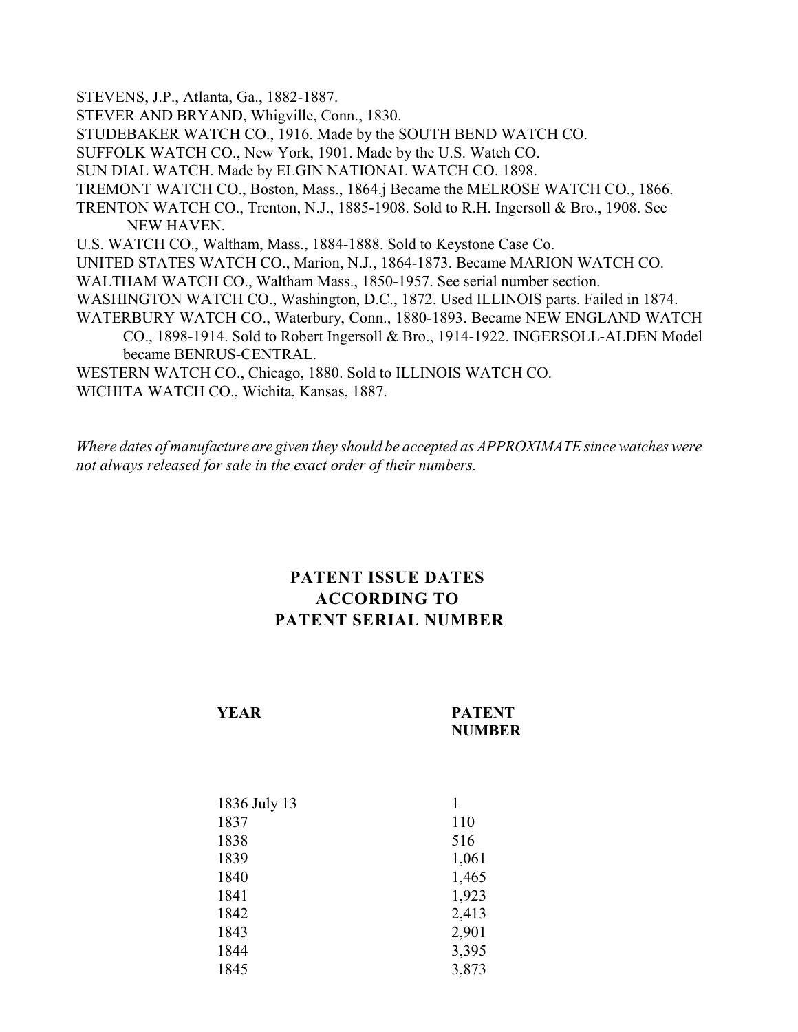STEVENS, J.P., Atlanta, Ga., 1882-1887.

STEVER AND BRYAND, Whigville, Conn., 1830.

STUDEBAKER WATCH CO., 1916. Made by the SOUTH BEND WATCH CO.

SUFFOLK WATCH CO., New York, 1901. Made by the U.S. Watch CO.

SUN DIAL WATCH. Made by ELGIN NATIONAL WATCH CO. 1898.

TREMONT WATCH CO., Boston, Mass., 1864.j Became the MELROSE WATCH CO., 1866.

TRENTON WATCH CO., Trenton, N.J., 1885-1908. Sold to R.H. Ingersoll & Bro., 1908. See NEW HAVEN.

U.S. WATCH CO., Waltham, Mass., 1884-1888. Sold to Keystone Case Co.

UNITED STATES WATCH CO., Marion, N.J., 1864-1873. Became MARION WATCH CO.

WALTHAM WATCH CO., Waltham Mass., 1850-1957. See serial number section.

WASHINGTON WATCH CO., Washington, D.C., 1872. Used ILLINOIS parts. Failed in 1874.

WATERBURY WATCH CO., Waterbury, Conn., 1880-1893. Became NEW ENGLAND WATCH CO., 1898-1914. Sold to Robert Ingersoll & Bro., 1914-1922. INGERSOLL-ALDEN Model became BENRUS-CENTRAL.

WESTERN WATCH CO., Chicago, 1880. Sold to ILLINOIS WATCH CO.

WICHITA WATCH CO., Wichita, Kansas, 1887.

*Where dates of manufacture are given they should be accepted as APPROXIMATE since watches were not always released for sale in the exact order of their numbers.*

## PATENT ISSUE DATES ACCORDING TO PATENT SERIAL NUMBER

| YEAR | PATENT NUMBER |
|---|---|
| 1836 July 13 | 1 |
| 1837 | 110 |
| 1838 | 516 |
| 1839 | 1,061 |
| 1840 | 1,465 |
| 1841 | 1,923 |
| 1842 | 2,413 |
| 1843 | 2,901 |
| 1844 | 3,395 |
| 1845 | 3,873 |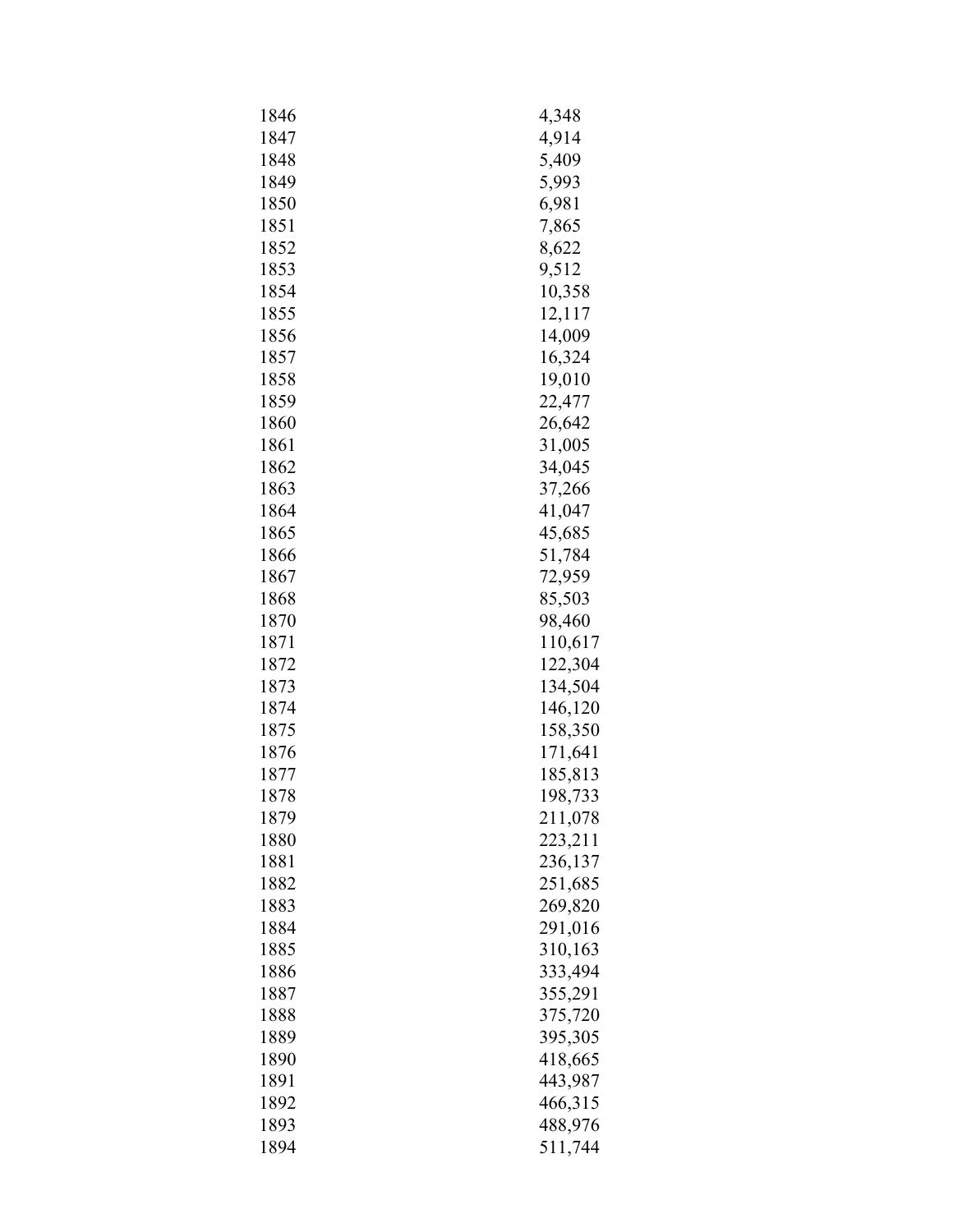| | |
|---|---|
| 1846 | 4,348 |
| 1847 | 4,914 |
| 1848 | 5,409 |
| 1849 | 5,993 |
| 1850 | 6,981 |
| 1851 | 7,865 |
| 1852 | 8,622 |
| 1853 | 9,512 |
| 1854 | 10,358 |
| 1855 | 12,117 |
| 1856 | 14,009 |
| 1857 | 16,324 |
| 1858 | 19,010 |
| 1859 | 22,477 |
| 1860 | 26,642 |
| 1861 | 31,005 |
| 1862 | 34,045 |
| 1863 | 37,266 |
| 1864 | 41,047 |
| 1865 | 45,685 |
| 1866 | 51,784 |
| 1867 | 72,959 |
| 1868 | 85,503 |
| 1870 | 98,460 |
| 1871 | 110,617 |
| 1872 | 122,304 |
| 1873 | 134,504 |
| 1874 | 146,120 |
| 1875 | 158,350 |
| 1876 | 171,641 |
| 1877 | 185,813 |
| 1878 | 198,733 |
| 1879 | 211,078 |
| 1880 | 223,211 |
| 1881 | 236,137 |
| 1882 | 251,685 |
| 1883 | 269,820 |
| 1884 | 291,016 |
| 1885 | 310,163 |
| 1886 | 333,494 |
| 1887 | 355,291 |
| 1888 | 375,720 |
| 1889 | 395,305 |
| 1890 | 418,665 |
| 1891 | 443,987 |
| 1892 | 466,315 |
| 1893 | 488,976 |
| 1894 | 511,744 |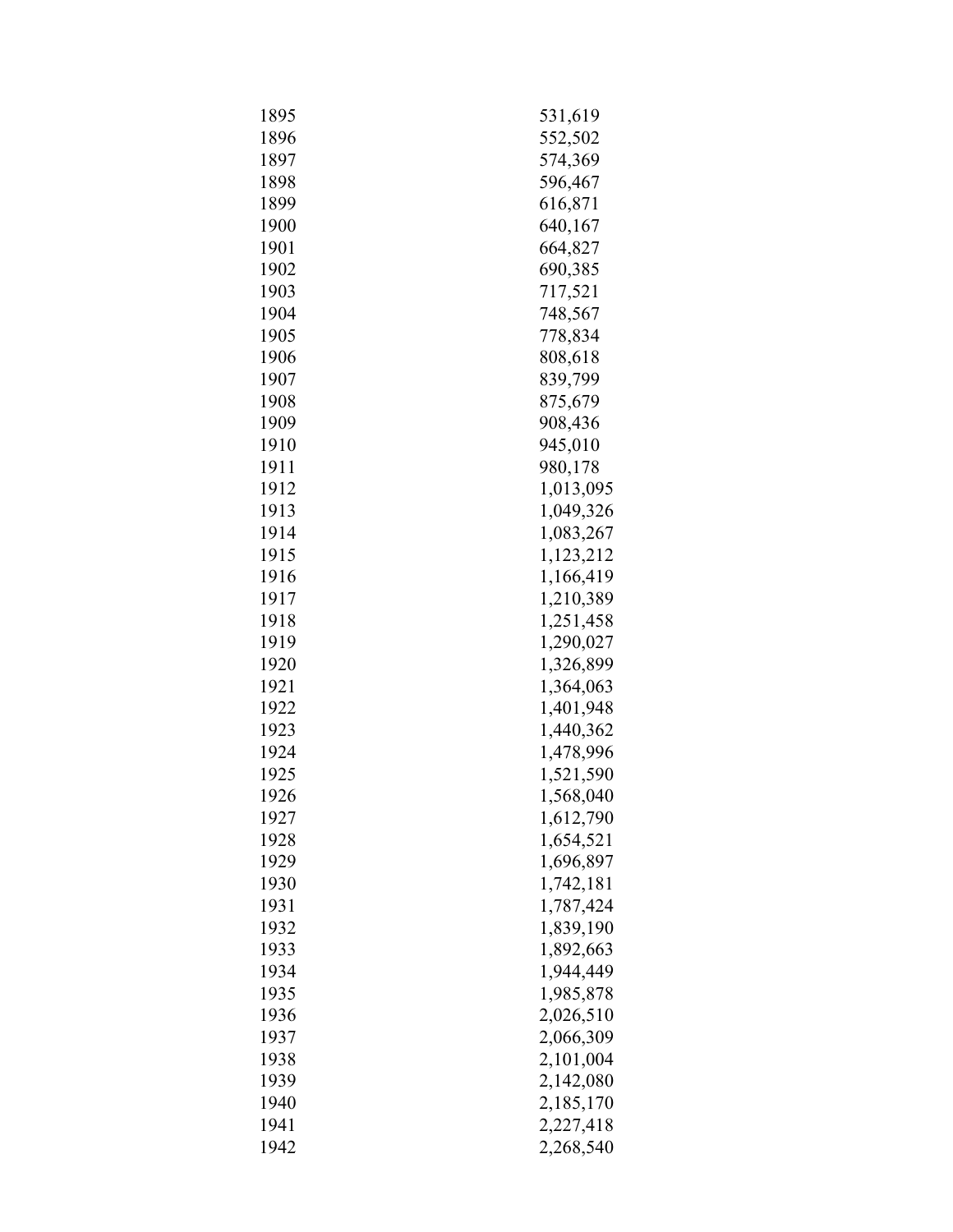| | |
|---|---|
| 1895 | 531,619 |
| 1896 | 552,502 |
| 1897 | 574,369 |
| 1898 | 596,467 |
| 1899 | 616,871 |
| 1900 | 640,167 |
| 1901 | 664,827 |
| 1902 | 690,385 |
| 1903 | 717,521 |
| 1904 | 748,567 |
| 1905 | 778,834 |
| 1906 | 808,618 |
| 1907 | 839,799 |
| 1908 | 875,679 |
| 1909 | 908,436 |
| 1910 | 945,010 |
| 1911 | 980,178 |
| 1912 | 1,013,095 |
| 1913 | 1,049,326 |
| 1914 | 1,083,267 |
| 1915 | 1,123,212 |
| 1916 | 1,166,419 |
| 1917 | 1,210,389 |
| 1918 | 1,251,458 |
| 1919 | 1,290,027 |
| 1920 | 1,326,899 |
| 1921 | 1,364,063 |
| 1922 | 1,401,948 |
| 1923 | 1,440,362 |
| 1924 | 1,478,996 |
| 1925 | 1,521,590 |
| 1926 | 1,568,040 |
| 1927 | 1,612,790 |
| 1928 | 1,654,521 |
| 1929 | 1,696,897 |
| 1930 | 1,742,181 |
| 1931 | 1,787,424 |
| 1932 | 1,839,190 |
| 1933 | 1,892,663 |
| 1934 | 1,944,449 |
| 1935 | 1,985,878 |
| 1936 | 2,026,510 |
| 1937 | 2,066,309 |
| 1938 | 2,101,004 |
| 1939 | 2,142,080 |
| 1940 | 2,185,170 |
| 1941 | 2,227,418 |
| 1942 | 2,268,540 |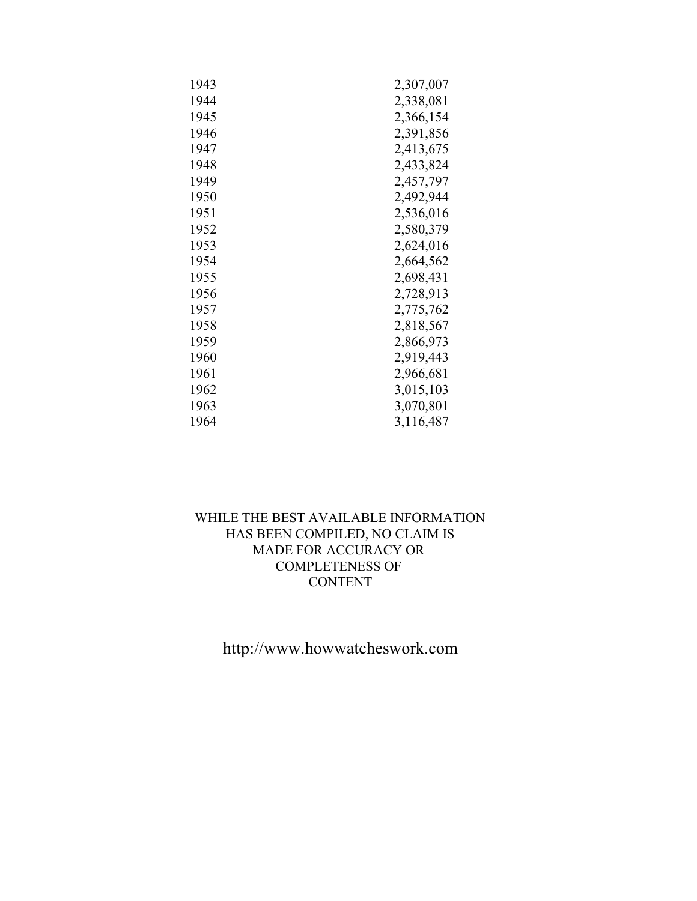| | |
|---|---|
| 1943 | 2,307,007 |
| 1944 | 2,338,081 |
| 1945 | 2,366,154 |
| 1946 | 2,391,856 |
| 1947 | 2,413,675 |
| 1948 | 2,433,824 |
| 1949 | 2,457,797 |
| 1950 | 2,492,944 |
| 1951 | 2,536,016 |
| 1952 | 2,580,379 |
| 1953 | 2,624,016 |
| 1954 | 2,664,562 |
| 1955 | 2,698,431 |
| 1956 | 2,728,913 |
| 1957 | 2,775,762 |
| 1958 | 2,818,567 |
| 1959 | 2,866,973 |
| 1960 | 2,919,443 |
| 1961 | 2,966,681 |
| 1962 | 3,015,103 |
| 1963 | 3,070,801 |
| 1964 | 3,116,487 |

WHILE THE BEST AVAILABLE INFORMATION HAS BEEN COMPILED, NO CLAIM IS MADE FOR ACCURACY OR COMPLETENESS OF CONTENT

http://www.howwatcheswork.com